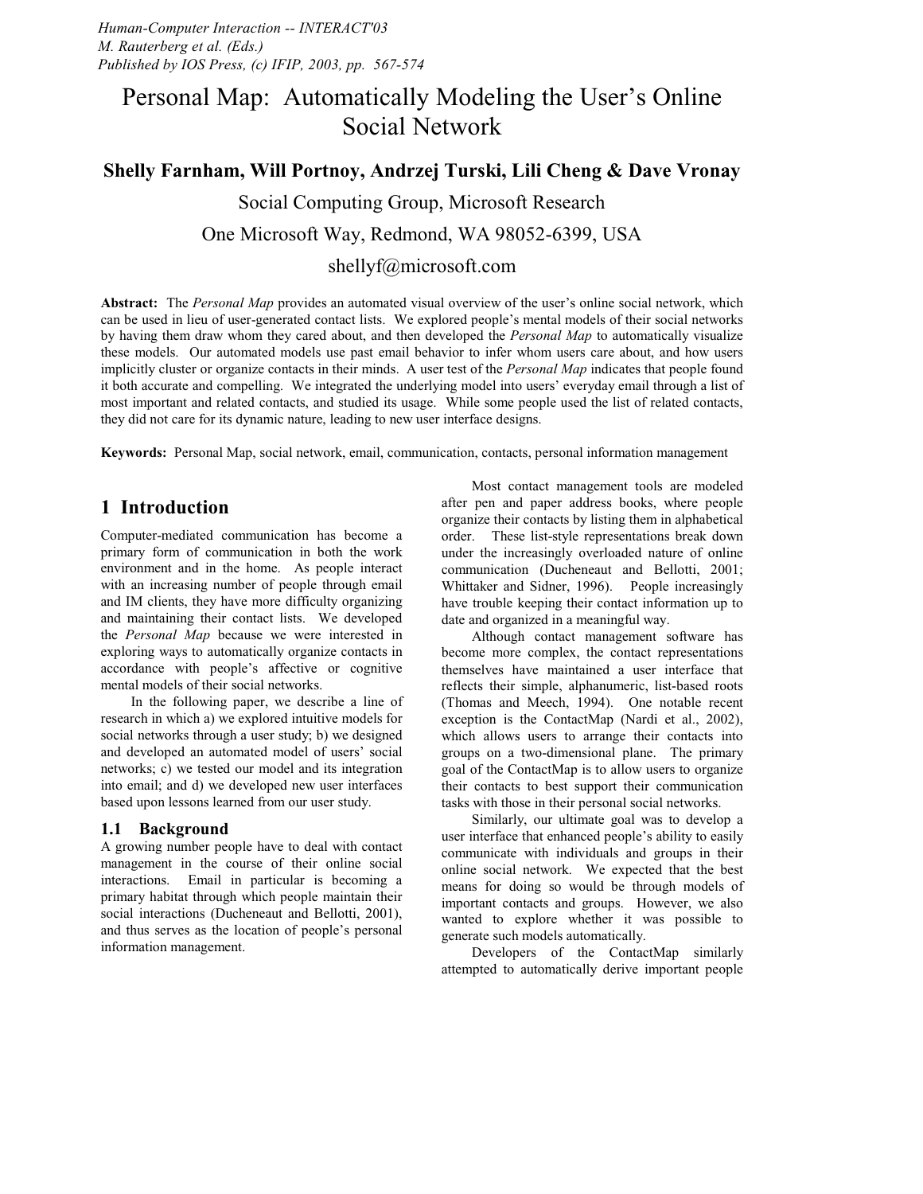*Human-Computer Interaction -- INTERACT'03*
*M. Rauterberg et al. (Eds.)*
*Published by IOS Press, (c) IFIP, 2003, pp. 567-574*

# Personal Map: Automatically Modeling the User's Online Social Network

**Shelly Farnham, Will Portnoy, Andrzej Turski, Lili Cheng & Dave Vronay**

Social Computing Group, Microsoft Research

One Microsoft Way, Redmond, WA 98052-6399, USA

shellyf@microsoft.com

**Abstract:** The *Personal Map* provides an automated visual overview of the user's online social network, which can be used in lieu of user-generated contact lists. We explored people's mental models of their social networks by having them draw whom they cared about, and then developed the *Personal Map* to automatically visualize these models. Our automated models use past email behavior to infer whom users care about, and how users implicitly cluster or organize contacts in their minds. A user test of the *Personal Map* indicates that people found it both accurate and compelling. We integrated the underlying model into users' everyday email through a list of most important and related contacts, and studied its usage. While some people used the list of related contacts, they did not care for its dynamic nature, leading to new user interface designs.

**Keywords:** Personal Map, social network, email, communication, contacts, personal information management

## 1 Introduction

Computer-mediated communication has become a primary form of communication in both the work environment and in the home. As people interact with an increasing number of people through email and IM clients, they have more difficulty organizing and maintaining their contact lists. We developed the *Personal Map* because we were interested in exploring ways to automatically organize contacts in accordance with people's affective or cognitive mental models of their social networks.

In the following paper, we describe a line of research in which a) we explored intuitive models for social networks through a user study; b) we designed and developed an automated model of users' social networks; c) we tested our model and its integration into email; and d) we developed new user interfaces based upon lessons learned from our user study.

### 1.1 Background

A growing number people have to deal with contact management in the course of their online social interactions. Email in particular is becoming a primary habitat through which people maintain their social interactions (Ducheneaut and Bellotti, 2001), and thus serves as the location of people's personal information management.

Most contact management tools are modeled after pen and paper address books, where people organize their contacts by listing them in alphabetical order. These list-style representations break down under the increasingly overloaded nature of online communication (Ducheneaut and Bellotti, 2001; Whittaker and Sidner, 1996). People increasingly have trouble keeping their contact information up to date and organized in a meaningful way.

Although contact management software has become more complex, the contact representations themselves have maintained a user interface that reflects their simple, alphanumeric, list-based roots (Thomas and Meech, 1994). One notable recent exception is the ContactMap (Nardi et al., 2002), which allows users to arrange their contacts into groups on a two-dimensional plane. The primary goal of the ContactMap is to allow users to organize their contacts to best support their communication tasks with those in their personal social networks.

Similarly, our ultimate goal was to develop a user interface that enhanced people's ability to easily communicate with individuals and groups in their online social network. We expected that the best means for doing so would be through models of important contacts and groups. However, we also wanted to explore whether it was possible to generate such models automatically.

Developers of the ContactMap similarly attempted to automatically derive important people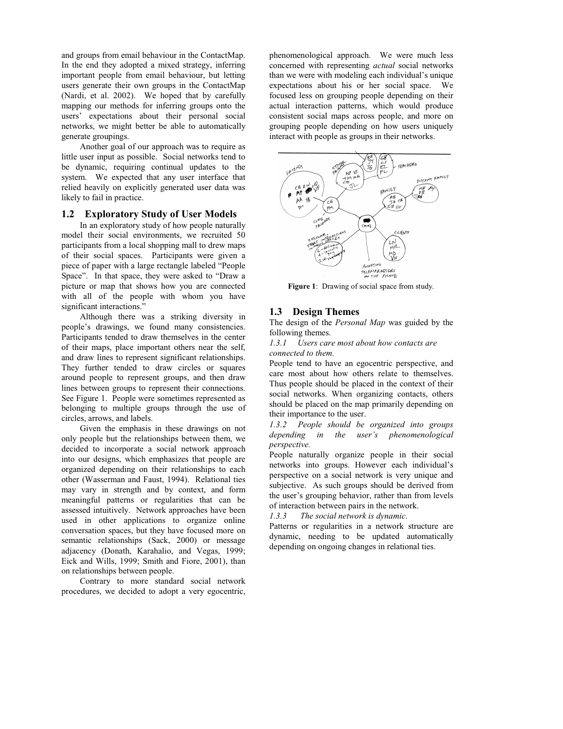and groups from email behaviour in the ContactMap. In the end they adopted a mixed strategy, inferring important people from email behaviour, but letting users generate their own groups in the ContactMap (Nardi, et al. 2002). We hoped that by carefully mapping our methods for inferring groups onto the users' expectations about their personal social networks, we might better be able to automatically generate groupings.

Another goal of our approach was to require as little user input as possible. Social networks tend to be dynamic, requiring continual updates to the system. We expected that any user interface that relied heavily on explicitly generated user data was likely to fail in practice.

## 1.2 Exploratory Study of User Models

In an exploratory study of how people naturally model their social environments, we recruited 50 participants from a local shopping mall to drew maps of their social spaces. Participants were given a piece of paper with a large rectangle labeled "People Space". In that space, they were asked to "Draw a picture or map that shows how you are connected with all of the people with whom you have significant interactions."

Although there was a striking diversity in people's drawings, we found many consistencies. Participants tended to draw themselves in the center of their maps, place important others near the self, and draw lines to represent significant relationships. They further tended to draw circles or squares around people to represent groups, and then draw lines between groups to represent their connections. See Figure 1. People were sometimes represented as belonging to multiple groups through the use of circles, arrows, and labels.

Given the emphasis in these drawings on not only people but the relationships between them, we decided to incorporate a social network approach into our designs, which emphasizes that people are organized depending on their relationships to each other (Wasserman and Faust, 1994). Relational ties may vary in strength and by context, and form meaningful patterns or regularities that can be assessed intuitively. Network approaches have been used in other applications to organize online conversation spaces, but they have focused more on semantic relationships (Sack, 2000) or message adjacency (Donath, Karahalio, and Vegas, 1999; Eick and Wills, 1999; Smith and Fiore, 2001), than on relationships between people.

Contrary to more standard social network procedures, we decided to adopt a very egocentric, phenomenological approach. We were much less concerned with representing *actual* social networks than we were with modeling each individual's unique expectations about his or her social space. We focused less on grouping people depending on their actual interaction patterns, which would produce consistent social maps across people, and more on grouping people depending on how users uniquely interact with people as groups in their networks.

**Figure 1**: Drawing of social space from study.

## 1.3 Design Themes

The design of the *Personal Map* was guided by the following themes.

### *1.3.1 Users care most about how contacts are connected to them.*

People tend to have an egocentric perspective, and care most about how others relate to themselves. Thus people should be placed in the context of their social networks. When organizing contacts, others should be placed on the map primarily depending on their importance to the user.

### *1.3.2 People should be organized into groups depending in the user's phenomenological perspective.*

People naturally organize people in their social networks into groups. However each individual's perspective on a social network is very unique and subjective. As such groups should be derived from the user's grouping behavior, rather than from levels of interaction between pairs in the network.

### *1.3.3 The social network is dynamic.*

Patterns or regularities in a network structure are dynamic, needing to be updated automatically depending on ongoing changes in relational ties.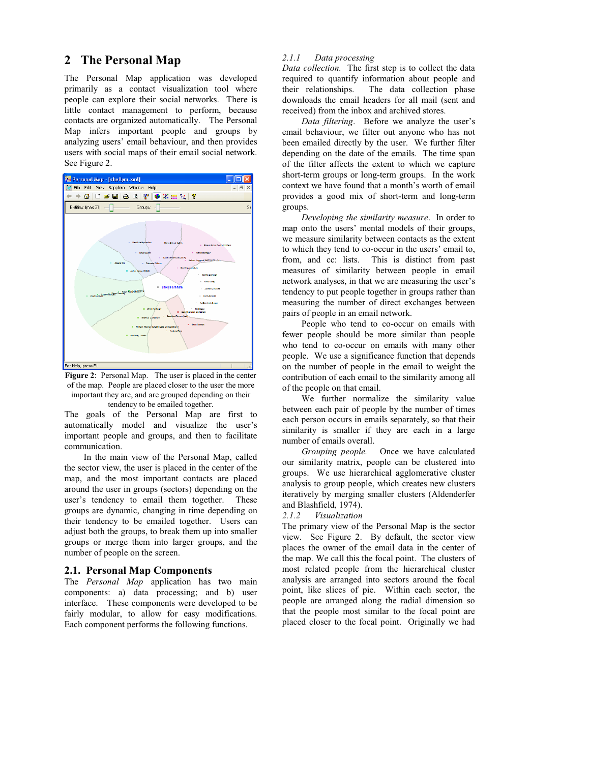## 2 The Personal Map

The Personal Map application was developed primarily as a contact visualization tool where people can explore their social networks. There is little contact management to perform, because contacts are organized automatically. The Personal Map infers important people and groups by analyzing users' email behaviour, and then provides users with social maps of their email social network. See Figure 2.

**Figure 2**: Personal Map. The user is placed in the center of the map. People are placed closer to the user the more important they are, and are grouped depending on their tendency to be emailed together.

The goals of the Personal Map are first to automatically model and visualize the user's important people and groups, and then to facilitate communication.

In the main view of the Personal Map, called the sector view, the user is placed in the center of the map, and the most important contacts are placed around the user in groups (sectors) depending on the user's tendency to email them together. These groups are dynamic, changing in time depending on their tendency to be emailed together. Users can adjust both the groups, to break them up into smaller groups or merge them into larger groups, and the number of people on the screen.

### 2.1. Personal Map Components

The *Personal Map* application has two main components: a) data processing; and b) user interface. These components were developed to be fairly modular, to allow for easy modifications. Each component performs the following functions.

#### 2.1.1 Data processing

*Data collection.* The first step is to collect the data required to quantify information about people and their relationships. The data collection phase downloads the email headers for all mail (sent and received) from the inbox and archived stores.

*Data filtering*. Before we analyze the user's email behaviour, we filter out anyone who has not been emailed directly by the user. We further filter depending on the date of the emails. The time span of the filter affects the extent to which we capture short-term groups or long-term groups. In the work context we have found that a month's worth of email provides a good mix of short-term and long-term groups.

*Developing the similarity measure*. In order to map onto the users' mental models of their groups, we measure similarity between contacts as the extent to which they tend to co-occur in the users' email to, from, and cc: lists. This is distinct from past measures of similarity between people in email network analyses, in that we are measuring the user's tendency to put people together in groups rather than measuring the number of direct exchanges between pairs of people in an email network.

People who tend to co-occur on emails with fewer people should be more similar than people who tend to co-occur on emails with many other people. We use a significance function that depends on the number of people in the email to weight the contribution of each email to the similarity among all of the people on that email.

We further normalize the similarity value between each pair of people by the number of times each person occurs in emails separately, so that their similarity is smaller if they are each in a large number of emails overall.

*Grouping people.* Once we have calculated our similarity matrix, people can be clustered into groups. We use hierarchical agglomerative cluster analysis to group people, which creates new clusters iteratively by merging smaller clusters (Aldenderfer and Blashfield, 1974).

#### 2.1.2 Visualization

The primary view of the Personal Map is the sector view. See Figure 2. By default, the sector view places the owner of the email data in the center of the map. We call this the focal point. The clusters of most related people from the hierarchical cluster analysis are arranged into sectors around the focal point, like slices of pie. Within each sector, the people are arranged along the radial dimension so that the people most similar to the focal point are placed closer to the focal point. Originally we had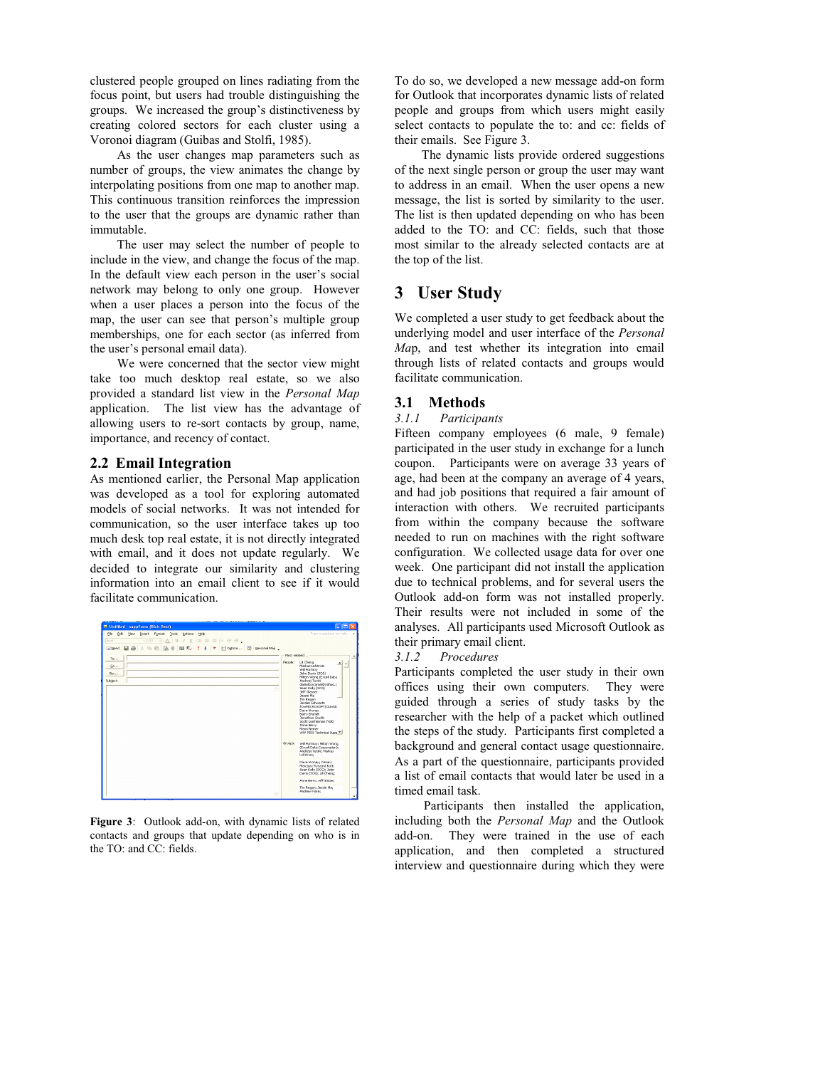clustered people grouped on lines radiating from the focus point, but users had trouble distinguishing the groups. We increased the group's distinctiveness by creating colored sectors for each cluster using a Voronoi diagram (Guibas and Stolfi, 1985).

As the user changes map parameters such as number of groups, the view animates the change by interpolating positions from one map to another map. This continuous transition reinforces the impression to the user that the groups are dynamic rather than immutable.

The user may select the number of people to include in the view, and change the focus of the map. In the default view each person in the user's social network may belong to only one group. However when a user places a person into the focus of the map, the user can see that person's multiple group memberships, one for each sector (as inferred from the user's personal email data).

We were concerned that the sector view might take too much desktop real estate, so we also provided a standard list view in the *Personal Map* application. The list view has the advantage of allowing users to re-sort contacts by group, name, importance, and recency of contact.

## 2.2 Email Integration

As mentioned earlier, the Personal Map application was developed as a tool for exploring automated models of social networks. It was not intended for communication, so the user interface takes up too much desk top real estate, it is not directly integrated with email, and it does not update regularly. We decided to integrate our similarity and clustering information into an email client to see if it would facilitate communication.

**Figure 3**: Outlook add-on, with dynamic lists of related contacts and groups that update depending on who is in the TO: and CC: fields.

To do so, we developed a new message add-on form for Outlook that incorporates dynamic lists of related people and groups from which users might easily select contacts to populate the to: and cc: fields of their emails. See Figure 3.

The dynamic lists provide ordered suggestions of the next single person or group the user may want to address in an email. When the user opens a new message, the list is sorted by similarity to the user. The list is then updated depending on who has been added to the TO: and CC: fields, such that those most similar to the already selected contacts are at the top of the list.

# 3 User Study

We completed a user study to get feedback about the underlying model and user interface of the *Personal Ma*p, and test whether its integration into email through lists of related contacts and groups would facilitate communication.

## 3.1 Methods

### *3.1.1 Participants*

Fifteen company employees (6 male, 9 female) participated in the user study in exchange for a lunch coupon. Participants were on average 33 years of age, had been at the company an average of 4 years, and had job positions that required a fair amount of interaction with others. We recruited participants from within the company because the software needed to run on machines with the right software configuration. We collected usage data for over one week. One participant did not install the application due to technical problems, and for several users the Outlook add-on form was not installed properly. Their results were not included in some of the analyses. All participants used Microsoft Outlook as their primary email client.

### *3.1.2 Procedures*

Participants completed the user study in their own offices using their own computers. They were guided through a series of study tasks by the researcher with the help of a packet which outlined the steps of the study. Participants first completed a background and general contact usage questionnaire. As a part of the questionnaire, participants provided a list of email contacts that would later be used in a timed email task.

Participants then installed the application, including both the *Personal Map* and the Outlook add-on. They were trained in the use of each application, and then completed a structured interview and questionnaire during which they were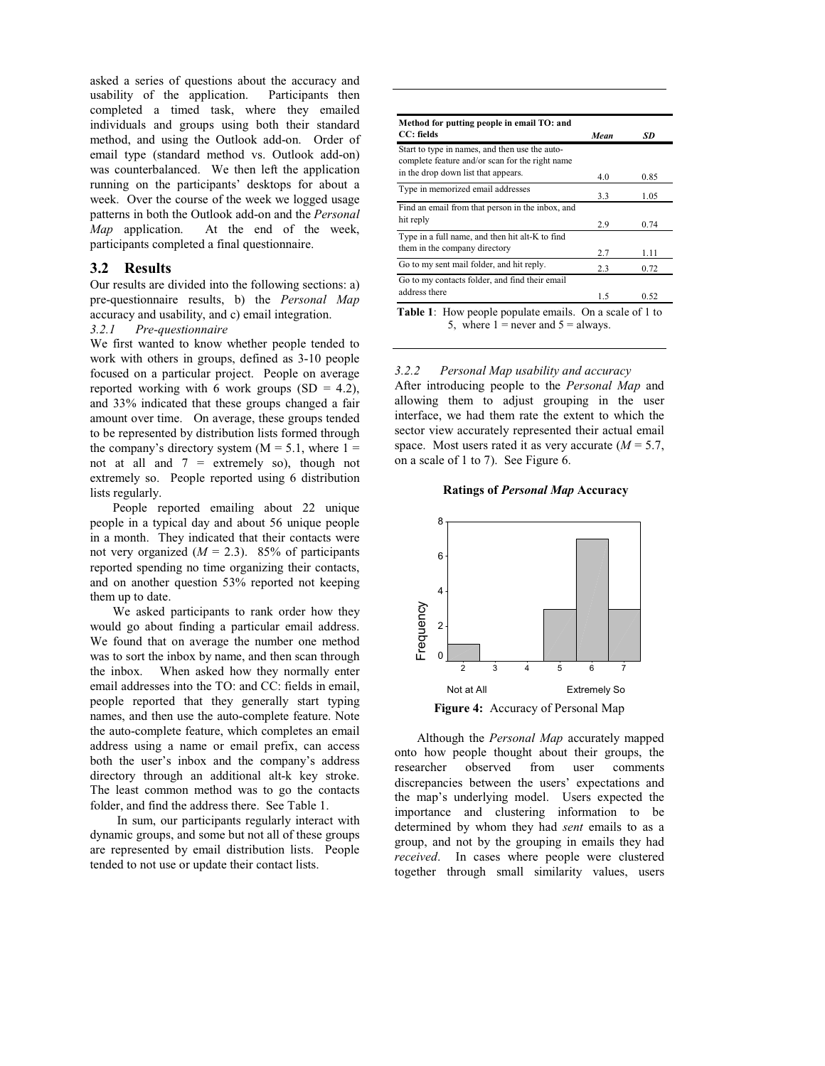asked a series of questions about the accuracy and usability of the application. Participants then completed a timed task, where they emailed individuals and groups using both their standard method, and using the Outlook add-on. Order of email type (standard method vs. Outlook add-on) was counterbalanced. We then left the application running on the participants' desktops for about a week. Over the course of the week we logged usage patterns in both the Outlook add-on and the *Personal Map* application. At the end of the week, participants completed a final questionnaire.

## 3.2 Results

Our results are divided into the following sections: a) pre-questionnaire results, b) the *Personal Map* accuracy and usability, and c) email integration.

*3.2.1 Pre-questionnaire*

We first wanted to know whether people tended to work with others in groups, defined as 3-10 people focused on a particular project. People on average reported working with 6 work groups (SD = 4.2), and 33% indicated that these groups changed a fair amount over time. On average, these groups tended to be represented by distribution lists formed through the company's directory system (M = 5.1, where 1 = not at all and 7 = extremely so), though not extremely so. People reported using 6 distribution lists regularly.

People reported emailing about 22 unique people in a typical day and about 56 unique people in a month. They indicated that their contacts were not very organized (*M* = 2.3). 85% of participants reported spending no time organizing their contacts, and on another question 53% reported not keeping them up to date.

We asked participants to rank order how they would go about finding a particular email address. We found that on average the number one method was to sort the inbox by name, and then scan through the inbox. When asked how they normally enter email addresses into the TO: and CC: fields in email, people reported that they generally start typing names, and then use the auto-complete feature. Note the auto-complete feature, which completes an email address using a name or email prefix, can access both the user's inbox and the company's address directory through an additional alt-k key stroke. The least common method was to go the contacts folder, and find the address there. See Table 1.

In sum, our participants regularly interact with dynamic groups, and some but not all of these groups are represented by email distribution lists. People tended to not use or update their contact lists.

| Method for putting people in email TO: and CC: fields | *Mean* | *SD* |
|---|---|---|
| Start to type in names, and then use the auto-complete feature and/or scan for the right name in the drop down list that appears. | 4.0 | 0.85 |
| Type in memorized email addresses | 3.3 | 1.05 |
| Find an email from that person in the inbox, and hit reply | 2.9 | 0.74 |
| Type in a full name, and then hit alt-K to find them in the company directory | 2.7 | 1.11 |
| Go to my sent mail folder, and hit reply. | 2.3 | 0.72 |
| Go to my contacts folder, and find their email address there | 1.5 | 0.52 |

**Table 1**: How people populate emails. On a scale of 1 to 5, where 1 = never and 5 = always.

*3.2.2 Personal Map usability and accuracy*

After introducing people to the *Personal Map* and allowing them to adjust grouping in the user interface, we had them rate the extent to which the sector view accurately represented their actual email space. Most users rated it as very accurate (*M* = 5.7, on a scale of 1 to 7). See Figure 6.

**Ratings of *Personal Map* Accuracy**

**Figure 4:** Accuracy of Personal Map

Although the *Personal Map* accurately mapped onto how people thought about their groups, the researcher observed from user comments discrepancies between the users' expectations and the map's underlying model. Users expected the importance and clustering information to be determined by whom they had *sent* emails to as a group, and not by the grouping in emails they had *received*. In cases where people were clustered together through small similarity values, users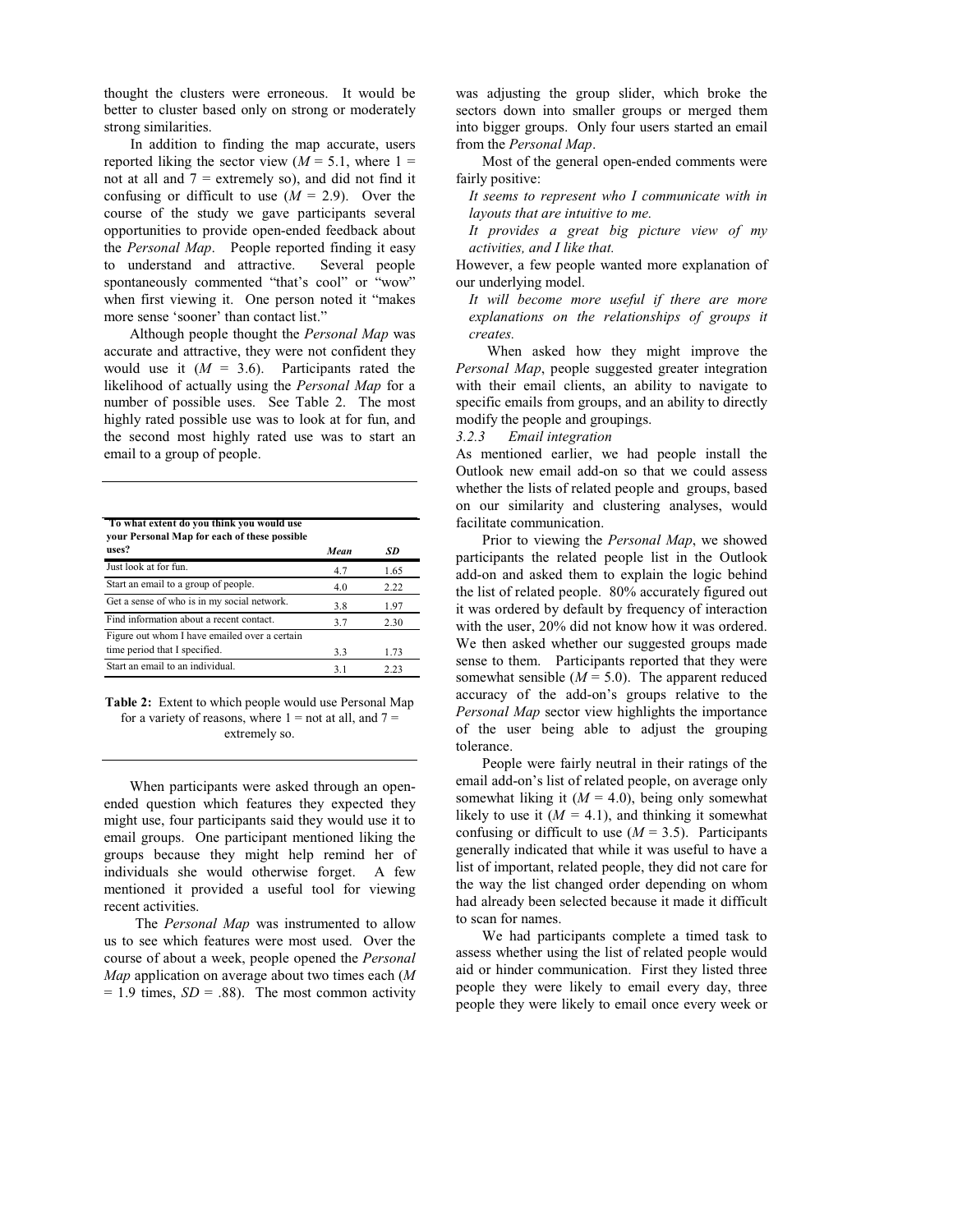thought the clusters were erroneous. It would be better to cluster based only on strong or moderately strong similarities.

In addition to finding the map accurate, users reported liking the sector view ($M$ = 5.1, where 1 = not at all and 7 = extremely so), and did not find it confusing or difficult to use ($M$ = 2.9). Over the course of the study we gave participants several opportunities to provide open-ended feedback about the *Personal Map*. People reported finding it easy to understand and attractive. Several people spontaneously commented "that's cool" or "wow" when first viewing it. One person noted it "makes more sense 'sooner' than contact list."

Although people thought the *Personal Map* was accurate and attractive, they were not confident they would use it ($M$ = 3.6). Participants rated the likelihood of actually using the *Personal Map* for a number of possible uses. See Table 2. The most highly rated possible use was to look at for fun, and the second most highly rated use was to start an email to a group of people.

| To what extent do you think you would use your Personal Map for each of these possible uses? | *Mean* | *SD* |
|---|---|---|
| Just look at for fun. | 4.7 | 1.65 |
| Start an email to a group of people. | 4.0 | 2.22 |
| Get a sense of who is in my social network. | 3.8 | 1.97 |
| Find information about a recent contact. | 3.7 | 2.30 |
| Figure out whom I have emailed over a certain time period that I specified. | 3.3 | 1.73 |
| Start an email to an individual. | 3.1 | 2.23 |

**Table 2:** Extent to which people would use Personal Map for a variety of reasons, where 1 = not at all, and 7 = extremely so.

When participants were asked through an open-ended question which features they expected they might use, four participants said they would use it to email groups. One participant mentioned liking the groups because they might help remind her of individuals she would otherwise forget. A few mentioned it provided a useful tool for viewing recent activities.

The *Personal Map* was instrumented to allow us to see which features were most used. Over the course of about a week, people opened the *Personal Map* application on average about two times each ($M$ = 1.9 times, $SD$ = .88). The most common activity was adjusting the group slider, which broke the sectors down into smaller groups or merged them into bigger groups. Only four users started an email from the *Personal Map*.

Most of the general open-ended comments were fairly positive:

*It seems to represent who I communicate with in layouts that are intuitive to me.*

*It provides a great big picture view of my activities, and I like that.*

However, a few people wanted more explanation of our underlying model.

*It will become more useful if there are more explanations on the relationships of groups it creates.*

When asked how they might improve the *Personal Map*, people suggested greater integration with their email clients, an ability to navigate to specific emails from groups, and an ability to directly modify the people and groupings.

#### *3.2.3 Email integration*

As mentioned earlier, we had people install the Outlook new email add-on so that we could assess whether the lists of related people and groups, based on our similarity and clustering analyses, would facilitate communication.

Prior to viewing the *Personal Map*, we showed participants the related people list in the Outlook add-on and asked them to explain the logic behind the list of related people. 80% accurately figured out it was ordered by default by frequency of interaction with the user, 20% did not know how it was ordered. We then asked whether our suggested groups made sense to them. Participants reported that they were somewhat sensible ($M$ = 5.0). The apparent reduced accuracy of the add-on's groups relative to the *Personal Map* sector view highlights the importance of the user being able to adjust the grouping tolerance.

People were fairly neutral in their ratings of the email add-on's list of related people, on average only somewhat liking it ($M$ = 4.0), being only somewhat likely to use it ($M$ = 4.1), and thinking it somewhat confusing or difficult to use ($M$ = 3.5). Participants generally indicated that while it was useful to have a list of important, related people, they did not care for the way the list changed order depending on whom had already been selected because it made it difficult to scan for names.

We had participants complete a timed task to assess whether using the list of related people would aid or hinder communication. First they listed three people they were likely to email every day, three people they were likely to email once every week or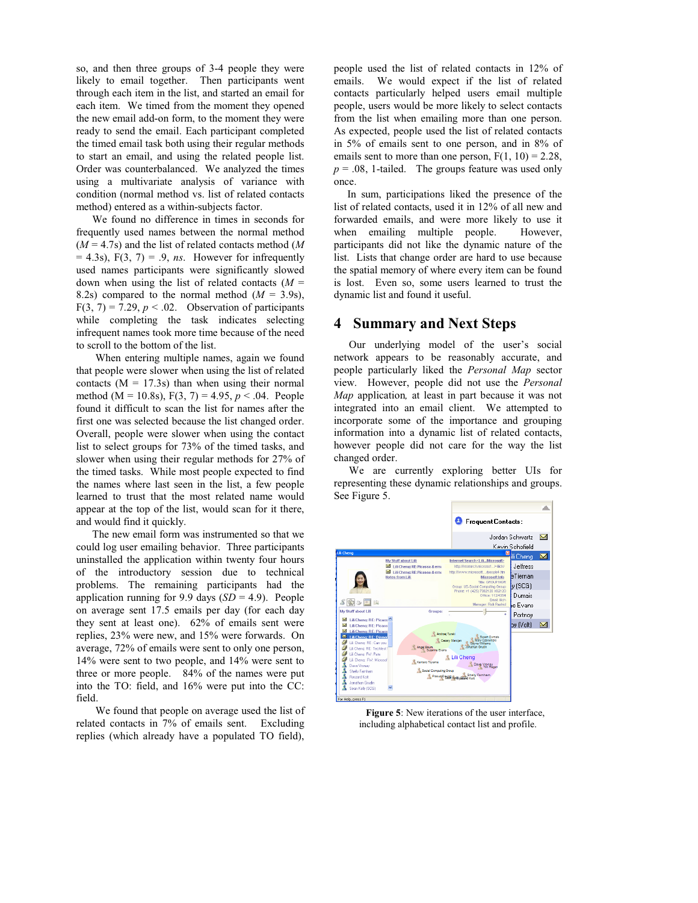so, and then three groups of 3-4 people they were likely to email together. Then participants went through each item in the list, and started an email for each item. We timed from the moment they opened the new email add-on form, to the moment they were ready to send the email. Each participant completed the timed email task both using their regular methods to start an email, and using the related people list. Order was counterbalanced. We analyzed the times using a multivariate analysis of variance with condition (normal method vs. list of related contacts method) entered as a within-subjects factor.

We found no difference in times in seconds for frequently used names between the normal method ($M$ = 4.7s) and the list of related contacts method ($M$ = 4.3s), $F(3, 7) = .9$, *ns*. However for infrequently used names participants were significantly slowed down when using the list of related contacts ($M$ = 8.2s) compared to the normal method ($M$ = 3.9s), $F(3, 7) = 7.29$, $p < .02$. Observation of participants while completing the task indicates selecting infrequent names took more time because of the need to scroll to the bottom of the list.

When entering multiple names, again we found that people were slower when using the list of related contacts (M = 17.3s) than when using their normal method (M = 10.8s), $F(3, 7) = 4.95$, $p < .04$. People found it difficult to scan the list for names after the first one was selected because the list changed order. Overall, people were slower when using the contact list to select groups for 73% of the timed tasks, and slower when using their regular methods for 27% of the timed tasks. While most people expected to find the names where last seen in the list, a few people learned to trust that the most related name would appear at the top of the list, would scan for it there, and would find it quickly.

The new email form was instrumented so that we could log user emailing behavior. Three participants uninstalled the application within twenty four hours of the introductory session due to technical problems. The remaining participants had the application running for 9.9 days ($SD$ = 4.9). People on average sent 17.5 emails per day (for each day they sent at least one). 62% of emails sent were replies, 23% were new, and 15% were forwards. On average, 72% of emails were sent to only one person, 14% were sent to two people, and 14% were sent to three or more people. 84% of the names were put into the TO: field, and 16% were put into the CC: field.

We found that people on average used the list of related contacts in 7% of emails sent. Excluding replies (which already have a populated TO field), people used the list of related contacts in 12% of emails. We would expect if the list of related contacts particularly helped users email multiple people, users would be more likely to select contacts from the list when emailing more than one person. As expected, people used the list of related contacts in 5% of emails sent to one person, and in 8% of emails sent to more than one person, $F(1, 10) = 2.28$, $p = .08$, 1-tailed. The groups feature was used only once.

In sum, participations liked the presence of the list of related contacts, used it in 12% of all new and forwarded emails, and were more likely to use it when emailing multiple people. However, participants did not like the dynamic nature of the list. Lists that change order are hard to use because the spatial memory of where every item can be found is lost. Even so, some users learned to trust the dynamic list and found it useful.

## 4 Summary and Next Steps

Our underlying model of the user's social network appears to be reasonably accurate, and people particularly liked the *Personal Map* sector view. However, people did not use the *Personal Map* application, at least in part because it was not integrated into an email client. We attempted to incorporate some of the importance and grouping information into a dynamic list of related contacts, however people did not care for the way the list changed order.

We are currently exploring better UIs for representing these dynamic relationships and groups. See Figure 5.

**Figure 5**: New iterations of the user interface, including alphabetical contact list and profile.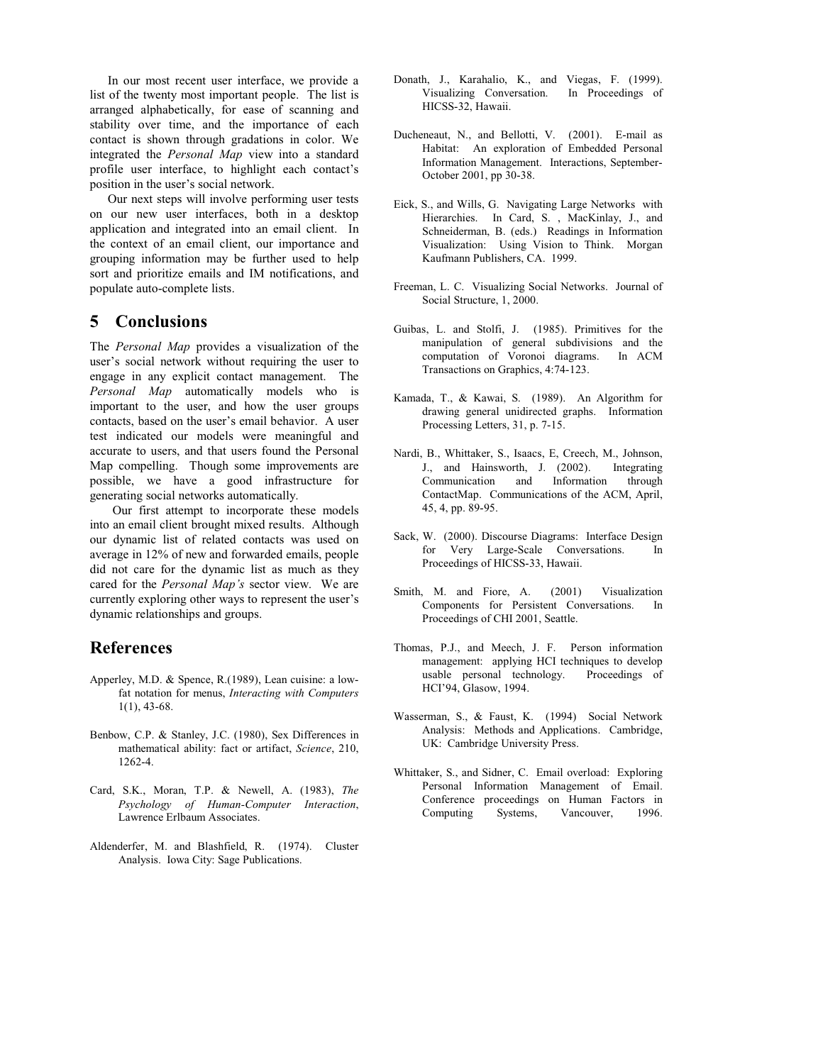In our most recent user interface, we provide a list of the twenty most important people. The list is arranged alphabetically, for ease of scanning and stability over time, and the importance of each contact is shown through gradations in color. We integrated the *Personal Map* view into a standard profile user interface, to highlight each contact's position in the user's social network.

Our next steps will involve performing user tests on our new user interfaces, both in a desktop application and integrated into an email client. In the context of an email client, our importance and grouping information may be further used to help sort and prioritize emails and IM notifications, and populate auto-complete lists.

## 5 Conclusions

The *Personal Map* provides a visualization of the user's social network without requiring the user to engage in any explicit contact management. The *Personal Map* automatically models who is important to the user, and how the user groups contacts, based on the user's email behavior. A user test indicated our models were meaningful and accurate to users, and that users found the Personal Map compelling. Though some improvements are possible, we have a good infrastructure for generating social networks automatically.

Our first attempt to incorporate these models into an email client brought mixed results. Although our dynamic list of related contacts was used on average in 12% of new and forwarded emails, people did not care for the dynamic list as much as they cared for the *Personal Map's* sector view. We are currently exploring other ways to represent the user's dynamic relationships and groups.

## References

Apperley, M.D. & Spence, R.(1989), Lean cuisine: a low-fat notation for menus, *Interacting with Computers* 1(1), 43-68.

Benbow, C.P. & Stanley, J.C. (1980), Sex Differences in mathematical ability: fact or artifact, *Science*, 210, 1262-4.

Card, S.K., Moran, T.P. & Newell, A. (1983), *The Psychology of Human-Computer Interaction*, Lawrence Erlbaum Associates.

Aldenderfer, M. and Blashfield, R. (1974). Cluster Analysis. Iowa City: Sage Publications.

Donath, J., Karahalio, K., and Viegas, F. (1999). Visualizing Conversation. In Proceedings of HICSS-32, Hawaii.

Ducheneaut, N., and Bellotti, V. (2001). E-mail as Habitat: An exploration of Embedded Personal Information Management. Interactions, September-October 2001, pp 30-38.

Eick, S., and Wills, G. Navigating Large Networks with Hierarchies. In Card, S. , MacKinlay, J., and Schneiderman, B. (eds.) Readings in Information Visualization: Using Vision to Think. Morgan Kaufmann Publishers, CA. 1999.

Freeman, L. C. Visualizing Social Networks. Journal of Social Structure, 1, 2000.

Guibas, L. and Stolfi, J. (1985). Primitives for the manipulation of general subdivisions and the computation of Voronoi diagrams. In ACM Transactions on Graphics, 4:74-123.

Kamada, T., & Kawai, S. (1989). An Algorithm for drawing general unidirected graphs. Information Processing Letters, 31, p. 7-15.

Nardi, B., Whittaker, S., Isaacs, E, Creech, M., Johnson, J., and Hainsworth, J. (2002). Integrating Communication and Information through ContactMap. Communications of the ACM, April, 45, 4, pp. 89-95.

Sack, W. (2000). Discourse Diagrams: Interface Design for Very Large-Scale Conversations. In Proceedings of HICSS-33, Hawaii.

Smith, M. and Fiore, A. (2001) Visualization Components for Persistent Conversations. In Proceedings of CHI 2001, Seattle.

Thomas, P.J., and Meech, J. F. Person information management: applying HCI techniques to develop usable personal technology. Proceedings of HCI'94, Glasow, 1994.

Wasserman, S., & Faust, K. (1994) Social Network Analysis: Methods and Applications. Cambridge, UK: Cambridge University Press.

Whittaker, S., and Sidner, C. Email overload: Exploring Personal Information Management of Email. Conference proceedings on Human Factors in Computing Systems, Vancouver, 1996.